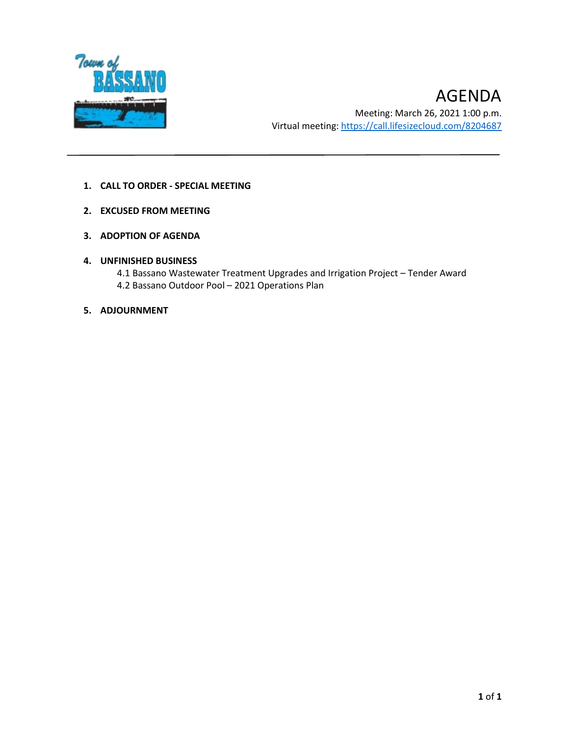Town of BASSANO

# AGENDA

Meeting: March 26, 2021 1:00 p.m.
Virtual meeting: https://call.lifesizecloud.com/8204687

---

1. **CALL TO ORDER - SPECIAL MEETING**

2. **EXCUSED FROM MEETING**

3. **ADOPTION OF AGENDA**

4. **UNFINISHED BUSINESS**
   - 4.1 Bassano Wastewater Treatment Upgrades and Irrigation Project – Tender Award
   - 4.2 Bassano Outdoor Pool – 2021 Operations Plan

5. **ADJOURNMENT**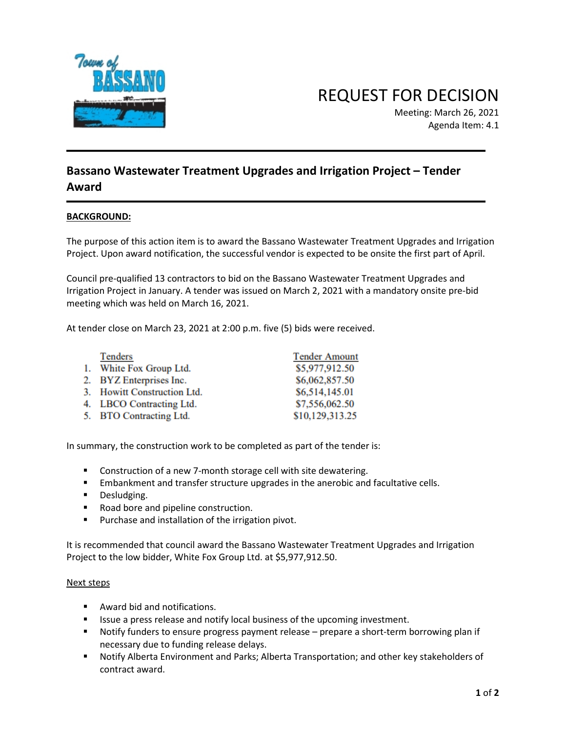# REQUEST FOR DECISION

Meeting: March 26, 2021
Agenda Item: 4.1

## Bassano Wastewater Treatment Upgrades and Irrigation Project – Tender Award

**BACKGROUND:**

The purpose of this action item is to award the Bassano Wastewater Treatment Upgrades and Irrigation Project. Upon award notification, the successful vendor is expected to be onsite the first part of April.

Council pre-qualified 13 contractors to bid on the Bassano Wastewater Treatment Upgrades and Irrigation Project in January. A tender was issued on March 2, 2021 with a mandatory onsite pre-bid meeting which was held on March 16, 2021.

At tender close on March 23, 2021 at 2:00 p.m. five (5) bids were received.

| | Tenders | Tender Amount |
|---|---|---|
| 1. | White Fox Group Ltd. | $5,977,912.50 |
| 2. | BYZ Enterprises Inc. | $6,062,857.50 |
| 3. | Howitt Construction Ltd. | $6,514,145.01 |
| 4. | LBCO Contracting Ltd. | $7,556,062.50 |
| 5. | BTO Contracting Ltd. | $10,129,313.25 |

In summary, the construction work to be completed as part of the tender is:

- Construction of a new 7-month storage cell with site dewatering.
- Embankment and transfer structure upgrades in the anerobic and facultative cells.
- Desludging.
- Road bore and pipeline construction.
- Purchase and installation of the irrigation pivot.

It is recommended that council award the Bassano Wastewater Treatment Upgrades and Irrigation Project to the low bidder, White Fox Group Ltd. at $5,977,912.50.

Next steps

- Award bid and notifications.
- Issue a press release and notify local business of the upcoming investment.
- Notify funders to ensure progress payment release – prepare a short-term borrowing plan if necessary due to funding release delays.
- Notify Alberta Environment and Parks; Alberta Transportation; and other key stakeholders of contract award.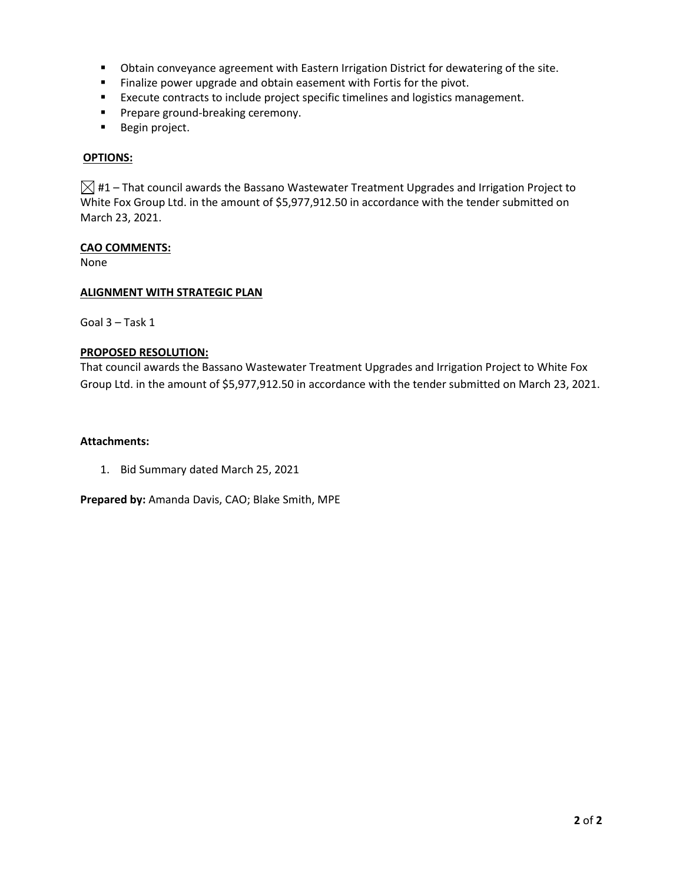- Obtain conveyance agreement with Eastern Irrigation District for dewatering of the site.
- Finalize power upgrade and obtain easement with Fortis for the pivot.
- Execute contracts to include project specific timelines and logistics management.
- Prepare ground-breaking ceremony.
- Begin project.

**OPTIONS:**

☒ #1 – That council awards the Bassano Wastewater Treatment Upgrades and Irrigation Project to White Fox Group Ltd. in the amount of $5,977,912.50 in accordance with the tender submitted on March 23, 2021.

**CAO COMMENTS:**

None

**ALIGNMENT WITH STRATEGIC PLAN**

Goal 3 – Task 1

**PROPOSED RESOLUTION:**

That council awards the Bassano Wastewater Treatment Upgrades and Irrigation Project to White Fox Group Ltd. in the amount of $5,977,912.50 in accordance with the tender submitted on March 23, 2021.

**Attachments:**

1. Bid Summary dated March 25, 2021

**Prepared by:** Amanda Davis, CAO; Blake Smith, MPE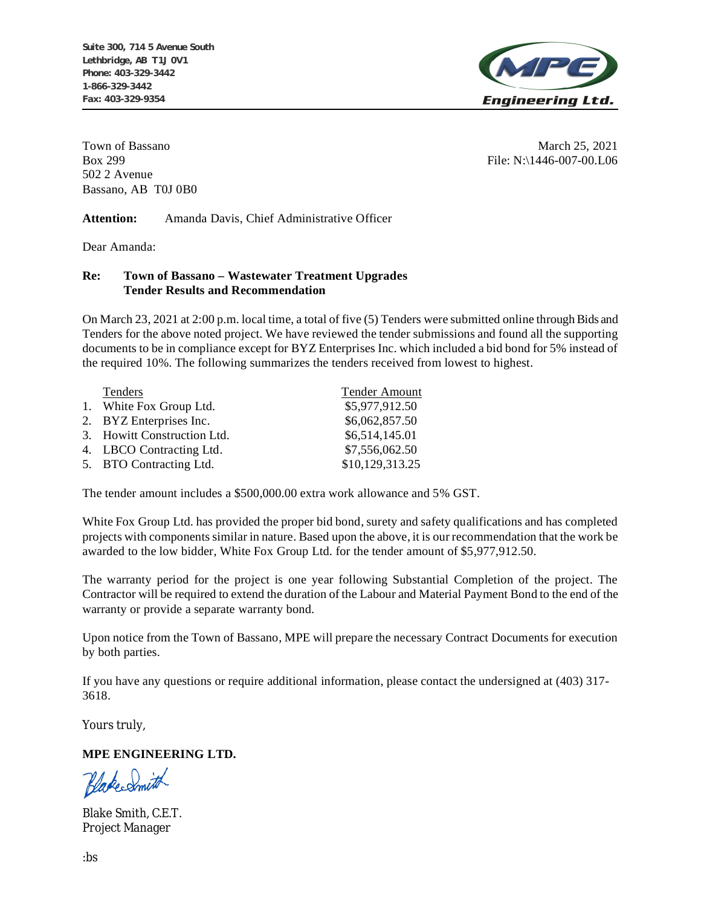Suite 300, 714 5 Avenue South
Lethbridge, AB T1J 0V1
Phone: 403-329-3442
1-866-329-3442
Fax: 403-329-9354

**MPE Engineering Ltd.**

Town of Bassano
Box 299
502 2 Avenue
Bassano, AB T0J 0B0

March 25, 2021
File: N:\1446-007-00.L06

**Attention:** Amanda Davis, Chief Administrative Officer

Dear Amanda:

**Re: Town of Bassano – Wastewater Treatment Upgrades**
**Tender Results and Recommendation**

On March 23, 2021 at 2:00 p.m. local time, a total of five (5) Tenders were submitted online through Bids and Tenders for the above noted project. We have reviewed the tender submissions and found all the supporting documents to be in compliance except for BYZ Enterprises Inc. which included a bid bond for 5% instead of the required 10%. The following summarizes the tenders received from lowest to highest.

| | Tenders | Tender Amount |
|---|---|---|
| 1. | White Fox Group Ltd. | $5,977,912.50 |
| 2. | BYZ Enterprises Inc. | $6,062,857.50 |
| 3. | Howitt Construction Ltd. | $6,514,145.01 |
| 4. | LBCO Contracting Ltd. | $7,556,062.50 |
| 5. | BTO Contracting Ltd. | $10,129,313.25 |

The tender amount includes a $500,000.00 extra work allowance and 5% GST.

White Fox Group Ltd. has provided the proper bid bond, surety and safety qualifications and has completed projects with components similar in nature. Based upon the above, it is our recommendation that the work be awarded to the low bidder, White Fox Group Ltd. for the tender amount of $5,977,912.50.

The warranty period for the project is one year following Substantial Completion of the project. The Contractor will be required to extend the duration of the Labour and Material Payment Bond to the end of the warranty or provide a separate warranty bond.

Upon notice from the Town of Bassano, MPE will prepare the necessary Contract Documents for execution by both parties.

If you have any questions or require additional information, please contact the undersigned at (403) 317-3618.

Yours truly,

**MPE ENGINEERING LTD.**

Blake Smith

Blake Smith, C.E.T.
Project Manager

:bs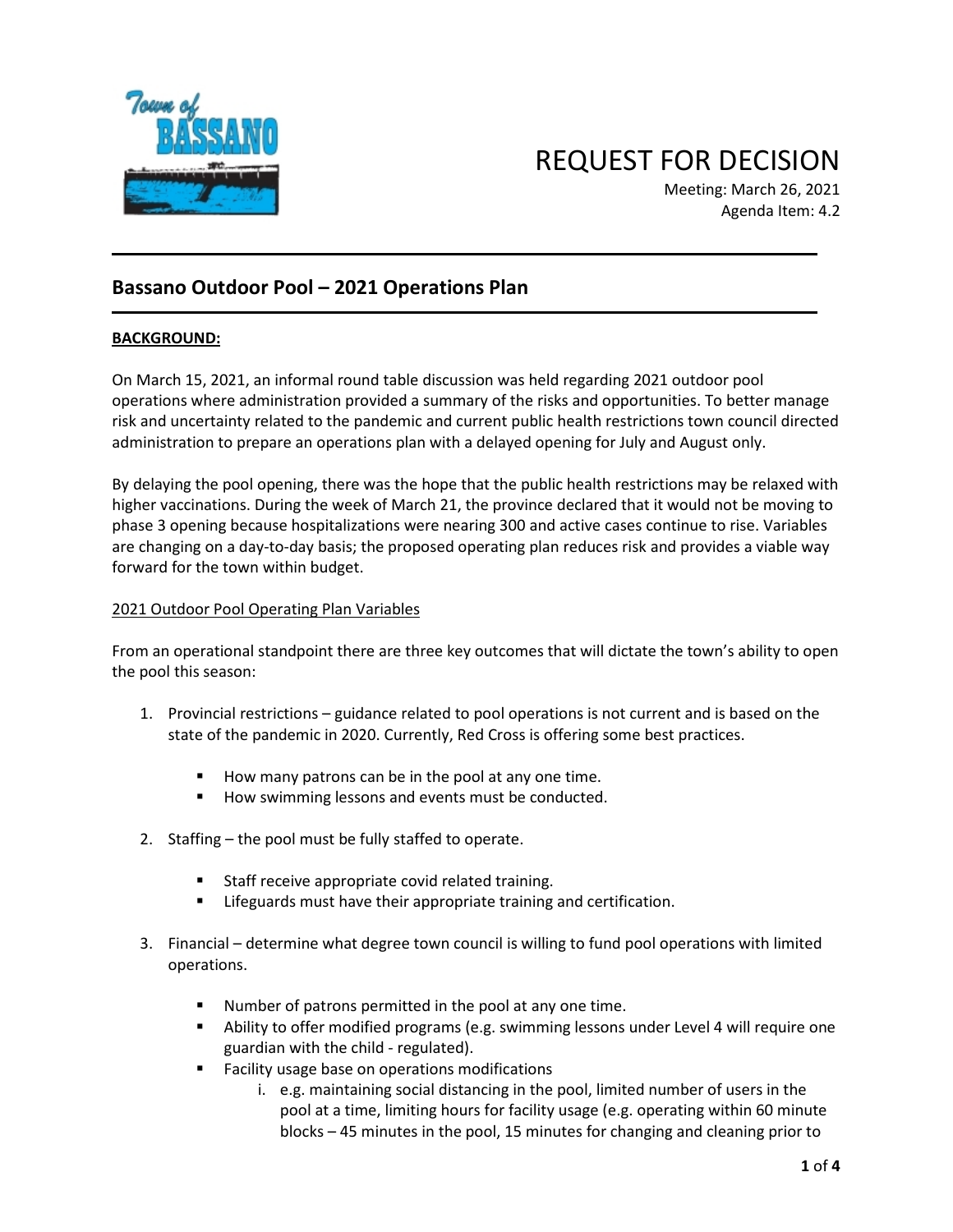# REQUEST FOR DECISION

Meeting: March 26, 2021
Agenda Item: 4.2

## Bassano Outdoor Pool – 2021 Operations Plan

**BACKGROUND:**

On March 15, 2021, an informal round table discussion was held regarding 2021 outdoor pool operations where administration provided a summary of the risks and opportunities. To better manage risk and uncertainty related to the pandemic and current public health restrictions town council directed administration to prepare an operations plan with a delayed opening for July and August only.

By delaying the pool opening, there was the hope that the public health restrictions may be relaxed with higher vaccinations. During the week of March 21, the province declared that it would not be moving to phase 3 opening because hospitalizations were nearing 300 and active cases continue to rise. Variables are changing on a day-to-day basis; the proposed operating plan reduces risk and provides a viable way forward for the town within budget.

2021 Outdoor Pool Operating Plan Variables

From an operational standpoint there are three key outcomes that will dictate the town's ability to open the pool this season:

1. Provincial restrictions – guidance related to pool operations is not current and is based on the state of the pandemic in 2020. Currently, Red Cross is offering some best practices.
   - How many patrons can be in the pool at any one time.
   - How swimming lessons and events must be conducted.
2. Staffing – the pool must be fully staffed to operate.
   - Staff receive appropriate covid related training.
   - Lifeguards must have their appropriate training and certification.
3. Financial – determine what degree town council is willing to fund pool operations with limited operations.
   - Number of patrons permitted in the pool at any one time.
   - Ability to offer modified programs (e.g. swimming lessons under Level 4 will require one guardian with the child - regulated).
   - Facility usage base on operations modifications
     i. e.g. maintaining social distancing in the pool, limited number of users in the pool at a time, limiting hours for facility usage (e.g. operating within 60 minute blocks – 45 minutes in the pool, 15 minutes for changing and cleaning prior to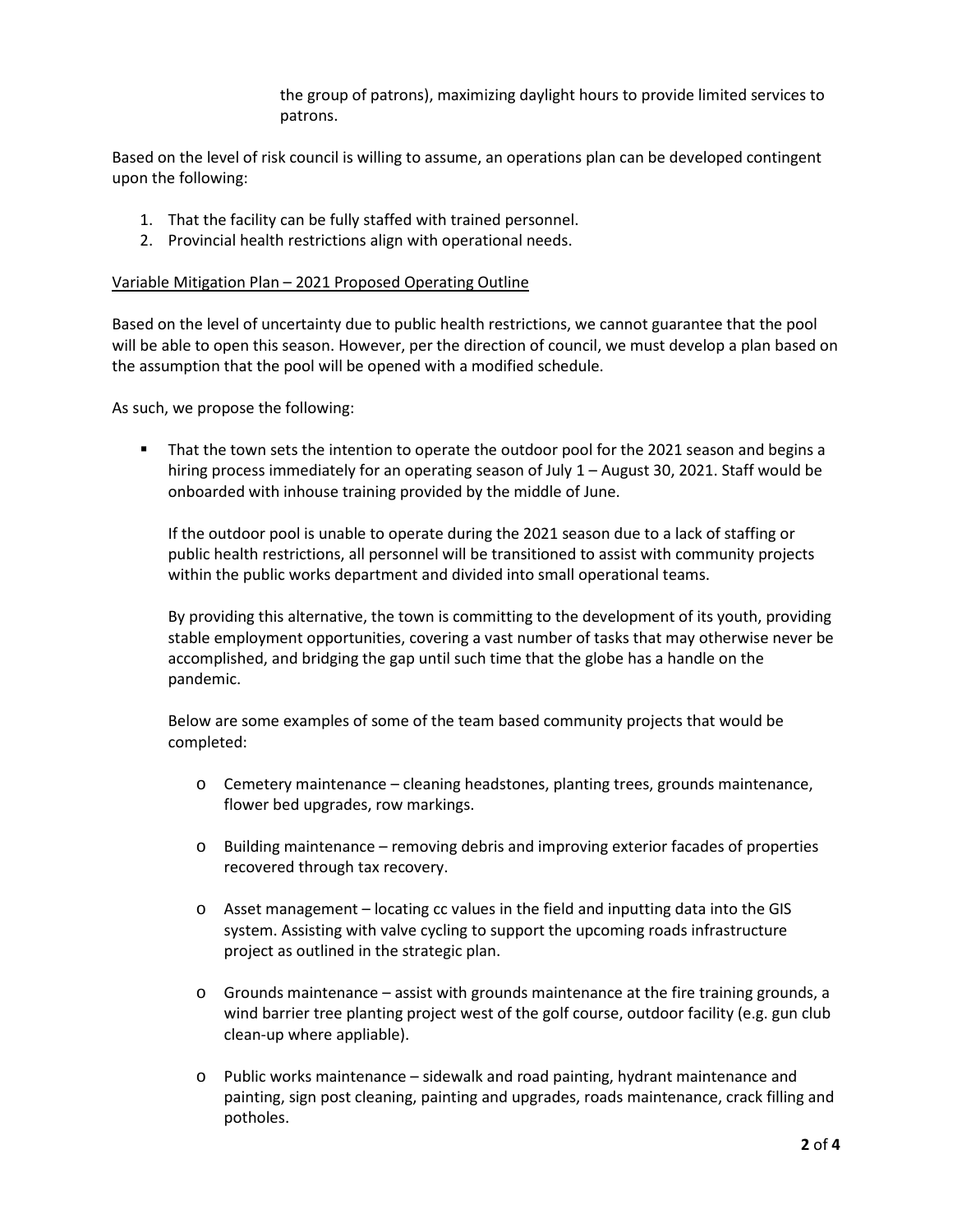the group of patrons), maximizing daylight hours to provide limited services to patrons.

Based on the level of risk council is willing to assume, an operations plan can be developed contingent upon the following:

1. That the facility can be fully staffed with trained personnel.
2. Provincial health restrictions align with operational needs.

Variable Mitigation Plan – 2021 Proposed Operating Outline

Based on the level of uncertainty due to public health restrictions, we cannot guarantee that the pool will be able to open this season. However, per the direction of council, we must develop a plan based on the assumption that the pool will be opened with a modified schedule.

As such, we propose the following:

- That the town sets the intention to operate the outdoor pool for the 2021 season and begins a hiring process immediately for an operating season of July 1 – August 30, 2021. Staff would be onboarded with inhouse training provided by the middle of June.

  If the outdoor pool is unable to operate during the 2021 season due to a lack of staffing or public health restrictions, all personnel will be transitioned to assist with community projects within the public works department and divided into small operational teams.

  By providing this alternative, the town is committing to the development of its youth, providing stable employment opportunities, covering a vast number of tasks that may otherwise never be accomplished, and bridging the gap until such time that the globe has a handle on the pandemic.

  Below are some examples of some of the team based community projects that would be completed:

  - Cemetery maintenance – cleaning headstones, planting trees, grounds maintenance, flower bed upgrades, row markings.
  - Building maintenance – removing debris and improving exterior facades of properties recovered through tax recovery.
  - Asset management – locating cc values in the field and inputting data into the GIS system. Assisting with valve cycling to support the upcoming roads infrastructure project as outlined in the strategic plan.
  - Grounds maintenance – assist with grounds maintenance at the fire training grounds, a wind barrier tree planting project west of the golf course, outdoor facility (e.g. gun club clean-up where appliable).
  - Public works maintenance – sidewalk and road painting, hydrant maintenance and painting, sign post cleaning, painting and upgrades, roads maintenance, crack filling and potholes.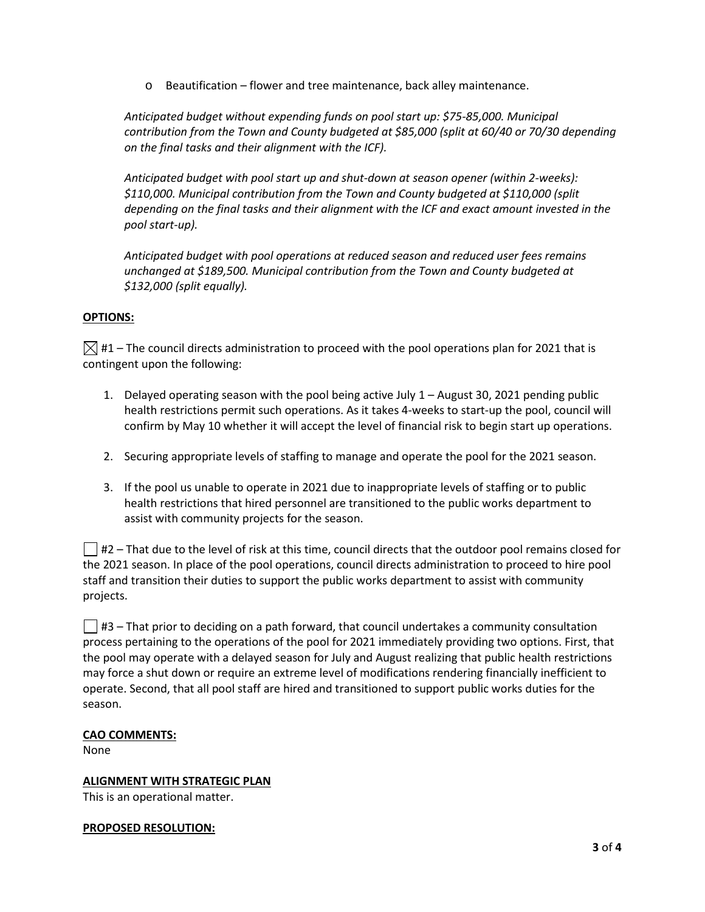- Beautification – flower and tree maintenance, back alley maintenance.

*Anticipated budget without expending funds on pool start up: $75-85,000. Municipal contribution from the Town and County budgeted at $85,000 (split at 60/40 or 70/30 depending on the final tasks and their alignment with the ICF).*

*Anticipated budget with pool start up and shut-down at season opener (within 2-weeks): $110,000. Municipal contribution from the Town and County budgeted at $110,000 (split depending on the final tasks and their alignment with the ICF and exact amount invested in the pool start-up).*

*Anticipated budget with pool operations at reduced season and reduced user fees remains unchanged at $189,500. Municipal contribution from the Town and County budgeted at $132,000 (split equally).*

**OPTIONS:**

☒ #1 – The council directs administration to proceed with the pool operations plan for 2021 that is contingent upon the following:

1. Delayed operating season with the pool being active July 1 – August 30, 2021 pending public health restrictions permit such operations. As it takes 4-weeks to start-up the pool, council will confirm by May 10 whether it will accept the level of financial risk to begin start up operations.
2. Securing appropriate levels of staffing to manage and operate the pool for the 2021 season.
3. If the pool us unable to operate in 2021 due to inappropriate levels of staffing or to public health restrictions that hired personnel are transitioned to the public works department to assist with community projects for the season.

☐ #2 – That due to the level of risk at this time, council directs that the outdoor pool remains closed for the 2021 season. In place of the pool operations, council directs administration to proceed to hire pool staff and transition their duties to support the public works department to assist with community projects.

☐ #3 – That prior to deciding on a path forward, that council undertakes a community consultation process pertaining to the operations of the pool for 2021 immediately providing two options. First, that the pool may operate with a delayed season for July and August realizing that public health restrictions may force a shut down or require an extreme level of modifications rendering financially inefficient to operate. Second, that all pool staff are hired and transitioned to support public works duties for the season.

**CAO COMMENTS:**
None

**ALIGNMENT WITH STRATEGIC PLAN**
This is an operational matter.

**PROPOSED RESOLUTION:**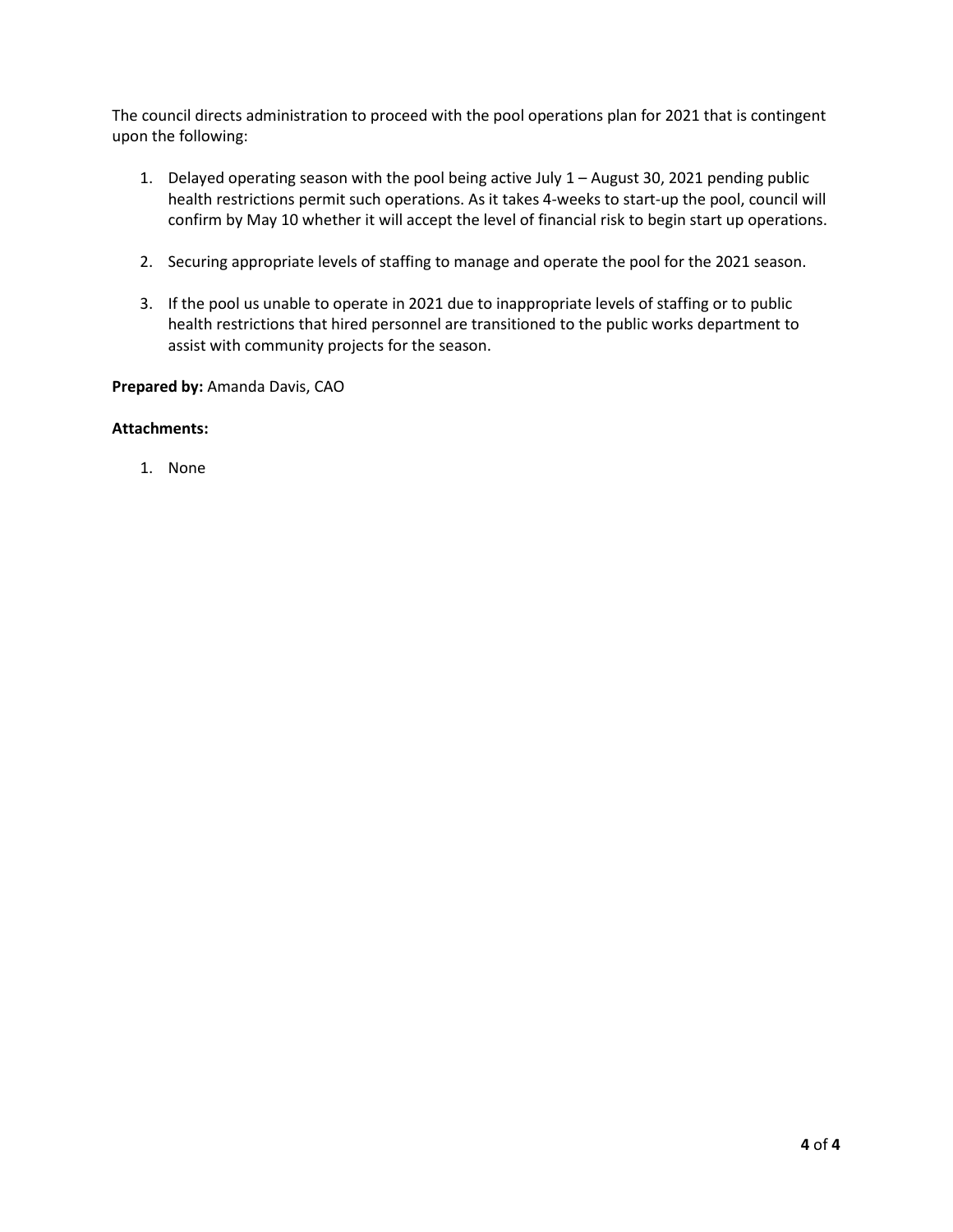The council directs administration to proceed with the pool operations plan for 2021 that is contingent upon the following:

1. Delayed operating season with the pool being active July 1 – August 30, 2021 pending public health restrictions permit such operations. As it takes 4-weeks to start-up the pool, council will confirm by May 10 whether it will accept the level of financial risk to begin start up operations.

2. Securing appropriate levels of staffing to manage and operate the pool for the 2021 season.

3. If the pool us unable to operate in 2021 due to inappropriate levels of staffing or to public health restrictions that hired personnel are transitioned to the public works department to assist with community projects for the season.

**Prepared by:** Amanda Davis, CAO

**Attachments:**

1. None